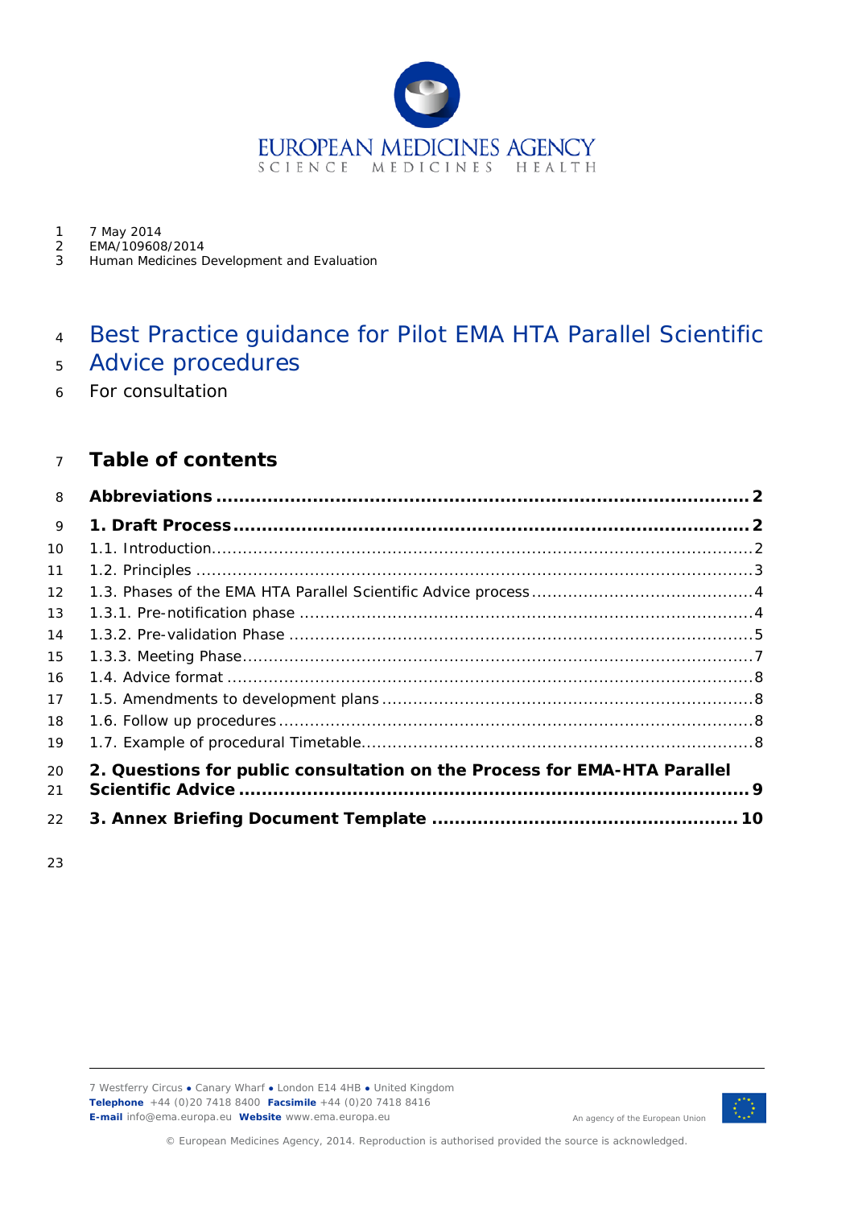7 May 2014
EMA/109608/2014
Human Medicines Development and Evaluation

# Best Practice guidance for Pilot EMA HTA Parallel Scientific Advice procedures

For consultation

## Table of contents

**Abbreviations ..... 2**

**1. Draft Process ..... 2**

1.1. Introduction ..... 2
1.2. Principles ..... 3
1.3. Phases of the EMA HTA Parallel Scientific Advice process ..... 4
1.3.1. Pre-notification phase ..... 4
1.3.2. Pre-validation Phase ..... 5
1.3.3. Meeting Phase ..... 7
1.4. Advice format ..... 8
1.5. Amendments to development plans ..... 8
1.6. Follow up procedures ..... 8
1.7. Example of procedural Timetable ..... 8

**2. Questions for public consultation on the Process for EMA-HTA Parallel Scientific Advice ..... 9**

**3. Annex Briefing Document Template ..... 10**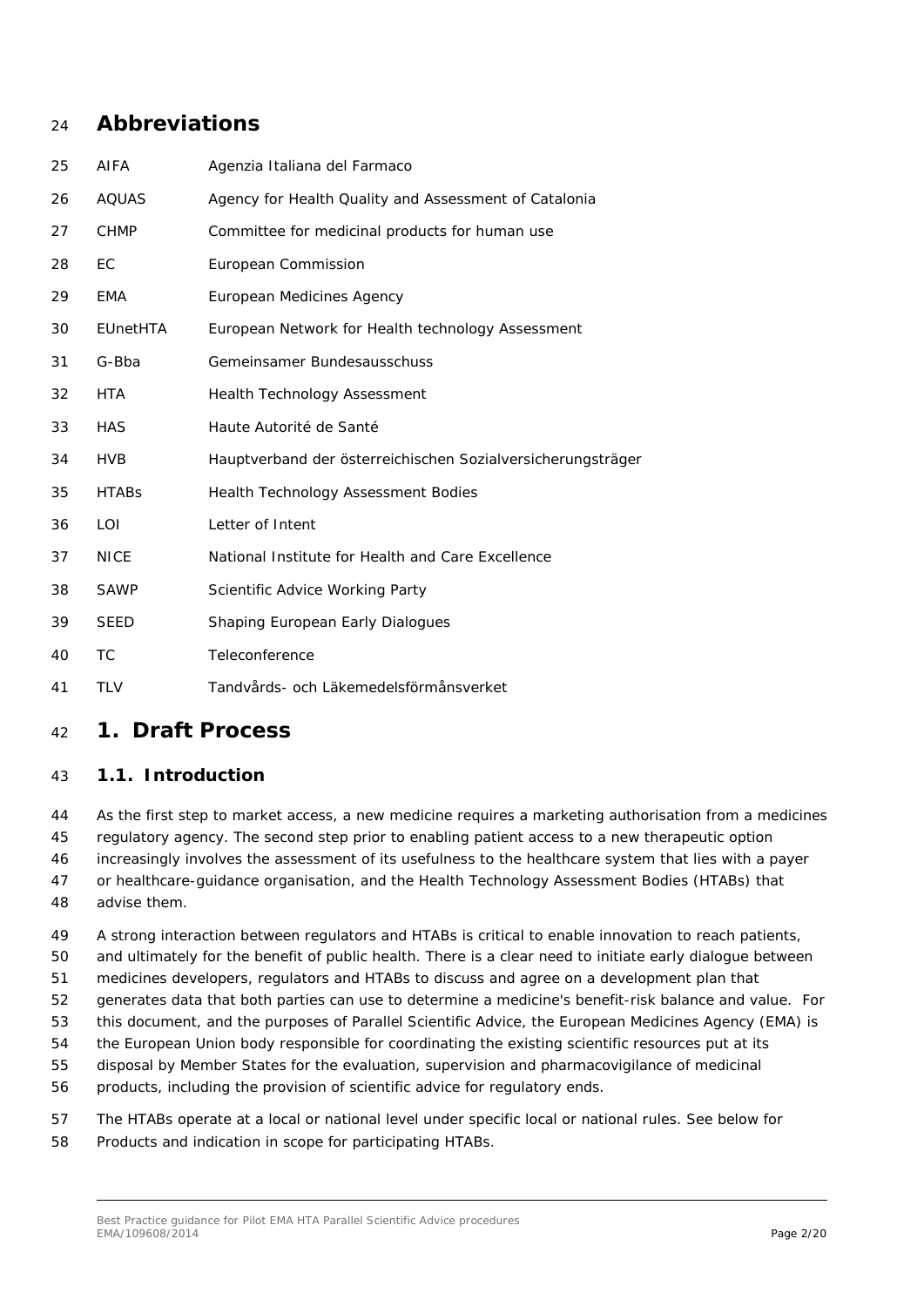# Abbreviations

| | |
|---|---|
| AIFA | Agenzia Italiana del Farmaco |
| AQUAS | Agency for Health Quality and Assessment of Catalonia |
| CHMP | Committee for medicinal products for human use |
| EC | European Commission |
| EMA | European Medicines Agency |
| EUnetHTA | European Network for Health technology Assessment |
| G-Bba | Gemeinsamer Bundesausschuss |
| HTA | Health Technology Assessment |
| HAS | Haute Autorité de Santé |
| HVB | Hauptverband der österreichischen Sozialversicherungsträger |
| HTABs | Health Technology Assessment Bodies |
| LOI | Letter of Intent |
| NICE | National Institute for Health and Care Excellence |
| SAWP | Scientific Advice Working Party |
| SEED | Shaping European Early Dialogues |
| TC | Teleconference |
| TLV | Tandvårds- och Läkemedelsförmånsverket |

# 1. Draft Process

## 1.1. Introduction

As the first step to market access, a new medicine requires a marketing authorisation from a medicines regulatory agency. The second step prior to enabling patient access to a new therapeutic option increasingly involves the assessment of its usefulness to the healthcare system that lies with a payer or healthcare-guidance organisation, and the Health Technology Assessment Bodies (HTABs) that advise them.

A strong interaction between regulators and HTABs is critical to enable innovation to reach patients, and ultimately for the benefit of public health. There is a clear need to initiate early dialogue between medicines developers, regulators and HTABs to discuss and agree on a development plan that generates data that both parties can use to determine a medicine's benefit-risk balance and value. For this document, and the purposes of Parallel Scientific Advice, the European Medicines Agency (EMA) is the European Union body responsible for coordinating the existing scientific resources put at its disposal by Member States for the evaluation, supervision and pharmacovigilance of medicinal products, including the provision of scientific advice for regulatory ends.

The HTABs operate at a local or national level under specific local or national rules. See below for Products and indication in scope for participating HTABs.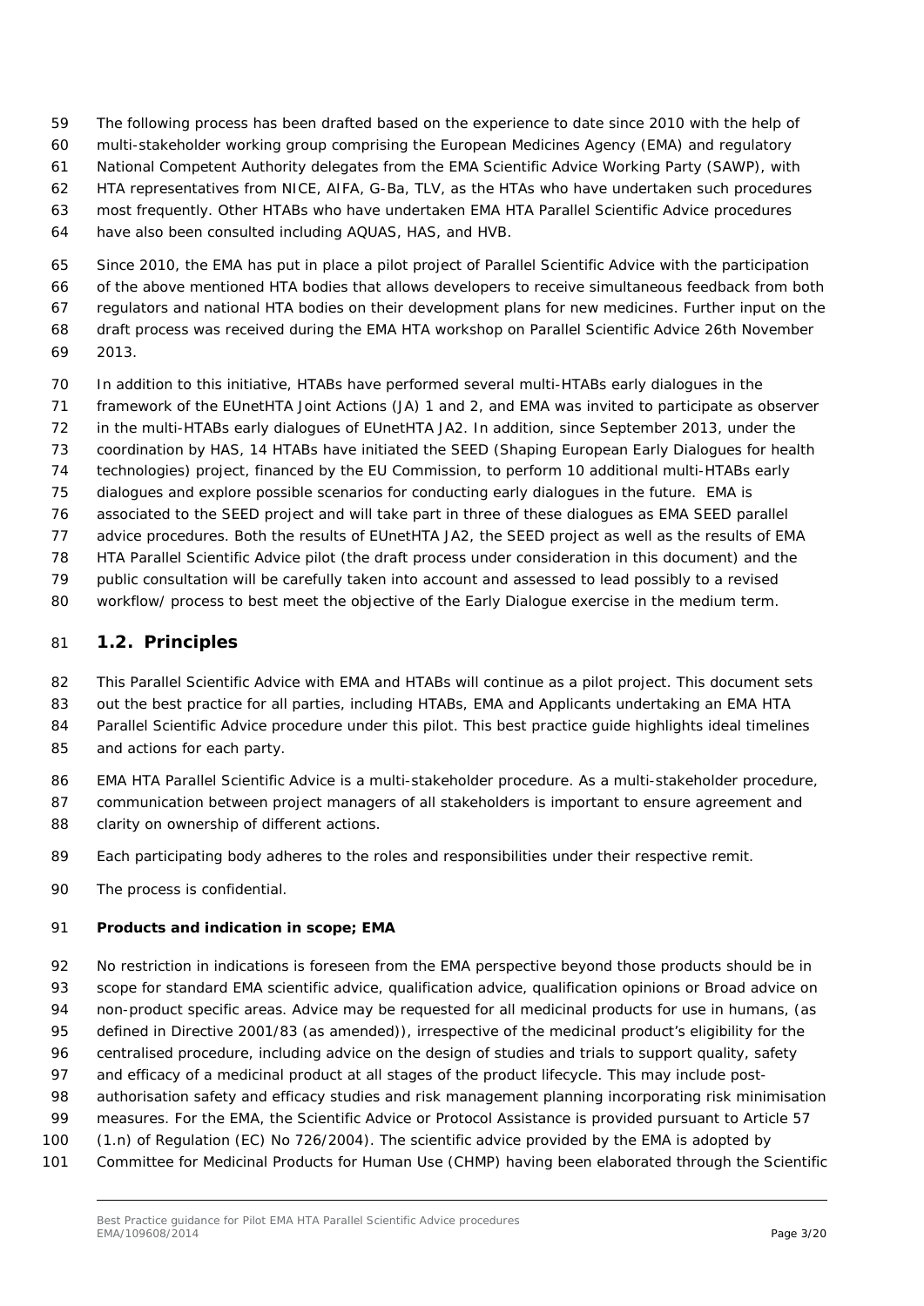The following process has been drafted based on the experience to date since 2010 with the help of multi-stakeholder working group comprising the European Medicines Agency (EMA) and regulatory National Competent Authority delegates from the EMA Scientific Advice Working Party (SAWP), with HTA representatives from NICE, AIFA, G-Ba, TLV, as the HTAs who have undertaken such procedures most frequently. Other HTABs who have undertaken EMA HTA Parallel Scientific Advice procedures have also been consulted including AQUAS, HAS, and HVB.

Since 2010, the EMA has put in place a pilot project of Parallel Scientific Advice with the participation of the above mentioned HTA bodies that allows developers to receive simultaneous feedback from both regulators and national HTA bodies on their development plans for new medicines. Further input on the draft process was received during the EMA HTA workshop on Parallel Scientific Advice 26th November 2013.

In addition to this initiative, HTABs have performed several multi-HTABs early dialogues in the framework of the EUnetHTA Joint Actions (JA) 1 and 2, and EMA was invited to participate as observer in the multi-HTABs early dialogues of EUnetHTA JA2. In addition, since September 2013, under the coordination by HAS, 14 HTABs have initiated the SEED (Shaping European Early Dialogues for health technologies) project, financed by the EU Commission, to perform 10 additional multi-HTABs early dialogues and explore possible scenarios for conducting early dialogues in the future. EMA is associated to the SEED project and will take part in three of these dialogues as EMA SEED parallel advice procedures. Both the results of EUnetHTA JA2, the SEED project as well as the results of EMA HTA Parallel Scientific Advice pilot (the draft process under consideration in this document) and the public consultation will be carefully taken into account and assessed to lead possibly to a revised workflow/ process to best meet the objective of the Early Dialogue exercise in the medium term.

## 1.2. Principles

This Parallel Scientific Advice with EMA and HTABs will continue as a pilot project. This document sets out the best practice for all parties, including HTABs, EMA and Applicants undertaking an EMA HTA Parallel Scientific Advice procedure under this pilot. This best practice guide highlights ideal timelines and actions for each party.

EMA HTA Parallel Scientific Advice is a multi-stakeholder procedure. As a multi-stakeholder procedure, communication between project managers of all stakeholders is important to ensure agreement and clarity on ownership of different actions.

Each participating body adheres to the roles and responsibilities under their respective remit.

The process is confidential.

**Products and indication in scope; EMA**

No restriction in indications is foreseen from the EMA perspective beyond those products should be in scope for standard EMA scientific advice, qualification advice, qualification opinions or Broad advice on non-product specific areas. Advice may be requested for all medicinal products for use in humans, (as defined in Directive 2001/83 (as amended)), irrespective of the medicinal product's eligibility for the centralised procedure, including advice on the design of studies and trials to support quality, safety and efficacy of a medicinal product at all stages of the product lifecycle. This may include post-authorisation safety and efficacy studies and risk management planning incorporating risk minimisation measures. For the EMA, the Scientific Advice or Protocol Assistance is provided pursuant to Article 57 (1.n) of Regulation (EC) No 726/2004). The scientific advice provided by the EMA is adopted by Committee for Medicinal Products for Human Use (CHMP) having been elaborated through the Scientific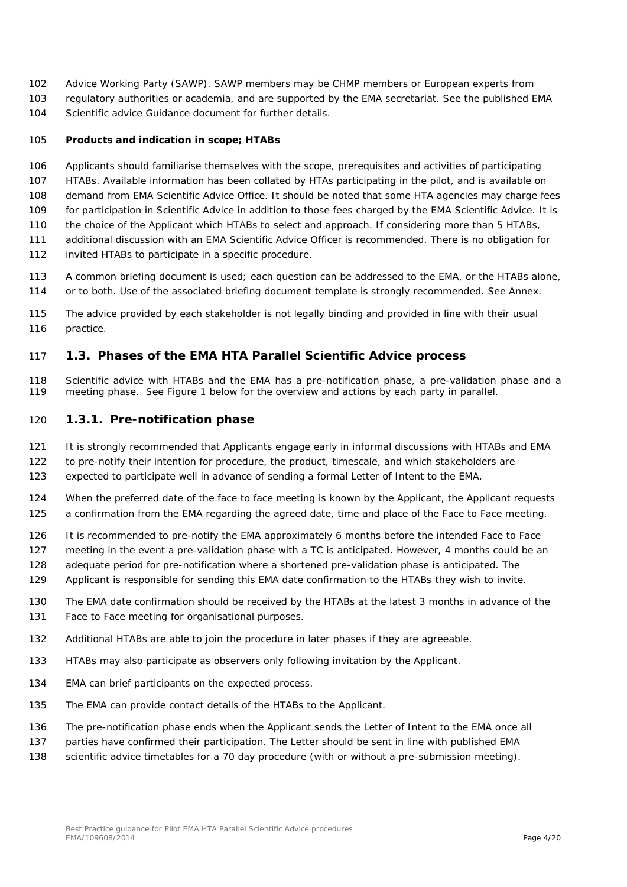Advice Working Party (SAWP). SAWP members may be CHMP members or European experts from regulatory authorities or academia, and are supported by the EMA secretariat. See the published EMA Scientific advice Guidance document for further details.

**Products and indication in scope; HTABs**

Applicants should familiarise themselves with the scope, prerequisites and activities of participating HTABs. Available information has been collated by HTAs participating in the pilot, and is available on demand from EMA Scientific Advice Office. It should be noted that some HTA agencies may charge fees for participation in Scientific Advice in addition to those fees charged by the EMA Scientific Advice. It is the choice of the Applicant which HTABs to select and approach. If considering more than 5 HTABs, additional discussion with an EMA Scientific Advice Officer is recommended. There is no obligation for invited HTABs to participate in a specific procedure.

A common briefing document is used; each question can be addressed to the EMA, or the HTABs alone, or to both. Use of the associated briefing document template is strongly recommended. See Annex.

The advice provided by each stakeholder is not legally binding and provided in line with their usual practice.

## 1.3. Phases of the EMA HTA Parallel Scientific Advice process

Scientific advice with HTABs and the EMA has a pre-notification phase, a pre-validation phase and a meeting phase. See Figure 1 below for the overview and actions by each party in parallel.

### 1.3.1. Pre-notification phase

It is strongly recommended that Applicants engage early in informal discussions with HTABs and EMA to pre-notify their intention for procedure, the product, timescale, and which stakeholders are expected to participate well in advance of sending a formal Letter of Intent to the EMA.

When the preferred date of the face to face meeting is known by the Applicant, the Applicant requests a confirmation from the EMA regarding the agreed date, time and place of the Face to Face meeting.

It is recommended to pre-notify the EMA approximately 6 months before the intended Face to Face meeting in the event a pre-validation phase with a TC is anticipated. However, 4 months could be an adequate period for pre-notification where a shortened pre-validation phase is anticipated. The Applicant is responsible for sending this EMA date confirmation to the HTABs they wish to invite.

The EMA date confirmation should be received by the HTABs at the latest 3 months in advance of the Face to Face meeting for organisational purposes.

Additional HTABs are able to join the procedure in later phases if they are agreeable.

HTABs may also participate as observers only following invitation by the Applicant.

EMA can brief participants on the expected process.

The EMA can provide contact details of the HTABs to the Applicant.

The pre-notification phase ends when the Applicant sends the Letter of Intent to the EMA once all parties have confirmed their participation. The Letter should be sent in line with published EMA scientific advice timetables for a 70 day procedure (with or without a pre-submission meeting).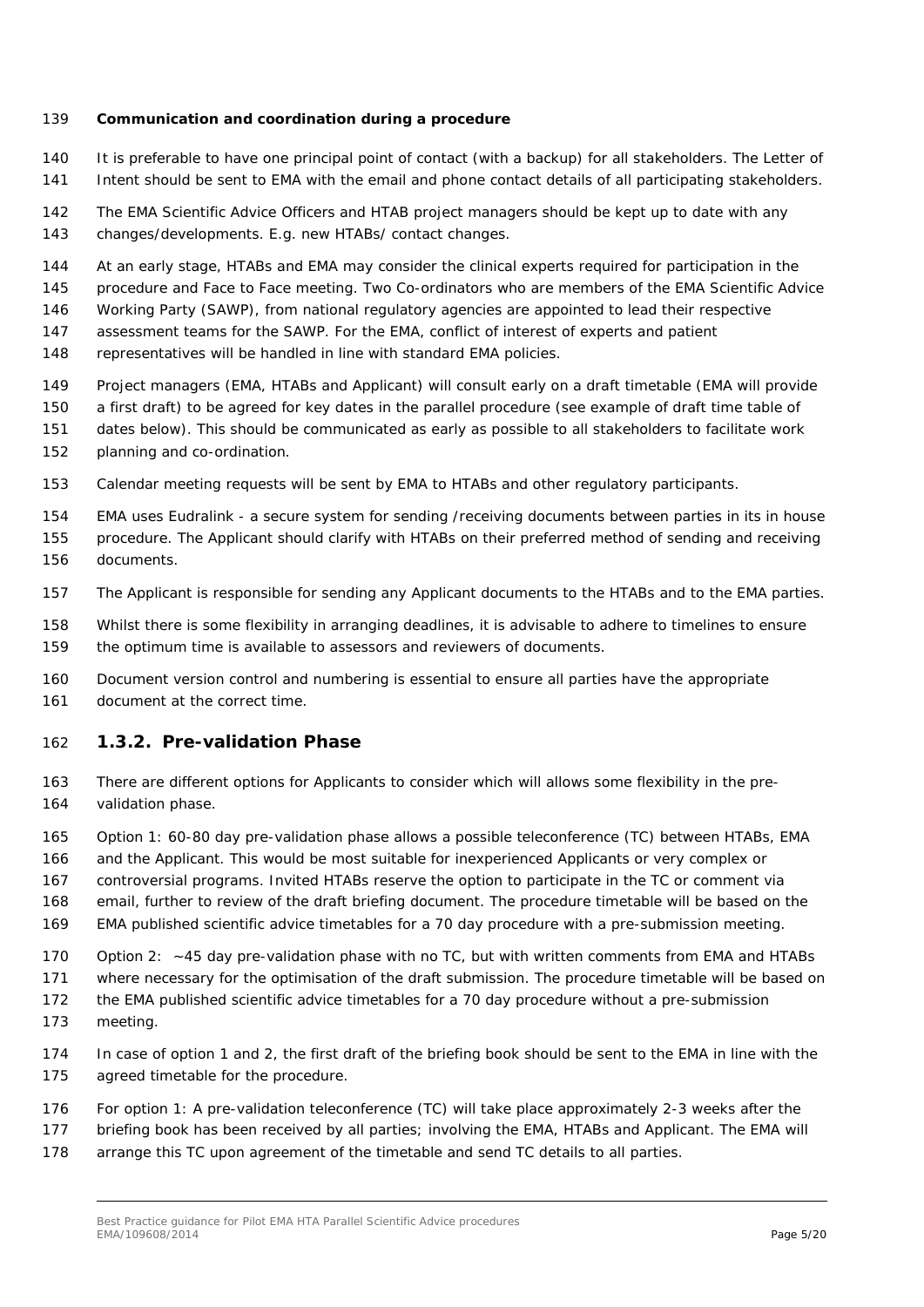**Communication and coordination during a procedure**

It is preferable to have one principal point of contact (with a backup) for all stakeholders. The Letter of Intent should be sent to EMA with the email and phone contact details of all participating stakeholders.

The EMA Scientific Advice Officers and HTAB project managers should be kept up to date with any changes/developments. E.g. new HTABs/ contact changes.

At an early stage, HTABs and EMA may consider the clinical experts required for participation in the procedure and Face to Face meeting. Two Co-ordinators who are members of the EMA Scientific Advice Working Party (SAWP), from national regulatory agencies are appointed to lead their respective assessment teams for the SAWP. For the EMA, conflict of interest of experts and patient representatives will be handled in line with standard EMA policies.

Project managers (EMA, HTABs and Applicant) will consult early on a draft timetable (EMA will provide a first draft) to be agreed for key dates in the parallel procedure (see example of draft time table of dates below). This should be communicated as early as possible to all stakeholders to facilitate work planning and co-ordination.

Calendar meeting requests will be sent by EMA to HTABs and other regulatory participants.

EMA uses Eudralink - a secure system for sending /receiving documents between parties in its in house procedure. The Applicant should clarify with HTABs on their preferred method of sending and receiving documents.

The Applicant is responsible for sending any Applicant documents to the HTABs and to the EMA parties.

Whilst there is some flexibility in arranging deadlines, it is advisable to adhere to timelines to ensure the optimum time is available to assessors and reviewers of documents.

Document version control and numbering is essential to ensure all parties have the appropriate document at the correct time.

## 1.3.2. Pre-validation Phase

There are different options for Applicants to consider which will allows some flexibility in the pre-validation phase.

Option 1: 60-80 day pre-validation phase allows a possible teleconference (TC) between HTABs, EMA and the Applicant. This would be most suitable for inexperienced Applicants or very complex or controversial programs. Invited HTABs reserve the option to participate in the TC or comment via email, further to review of the draft briefing document. The procedure timetable will be based on the EMA published scientific advice timetables for a 70 day procedure with a pre-submission meeting.

Option 2: ~45 day pre-validation phase with no TC, but with written comments from EMA and HTABs where necessary for the optimisation of the draft submission. The procedure timetable will be based on the EMA published scientific advice timetables for a 70 day procedure without a pre-submission meeting.

In case of option 1 and 2, the first draft of the briefing book should be sent to the EMA in line with the agreed timetable for the procedure.

For option 1: A pre-validation teleconference (TC) will take place approximately 2-3 weeks after the briefing book has been received by all parties; involving the EMA, HTABs and Applicant. The EMA will arrange this TC upon agreement of the timetable and send TC details to all parties.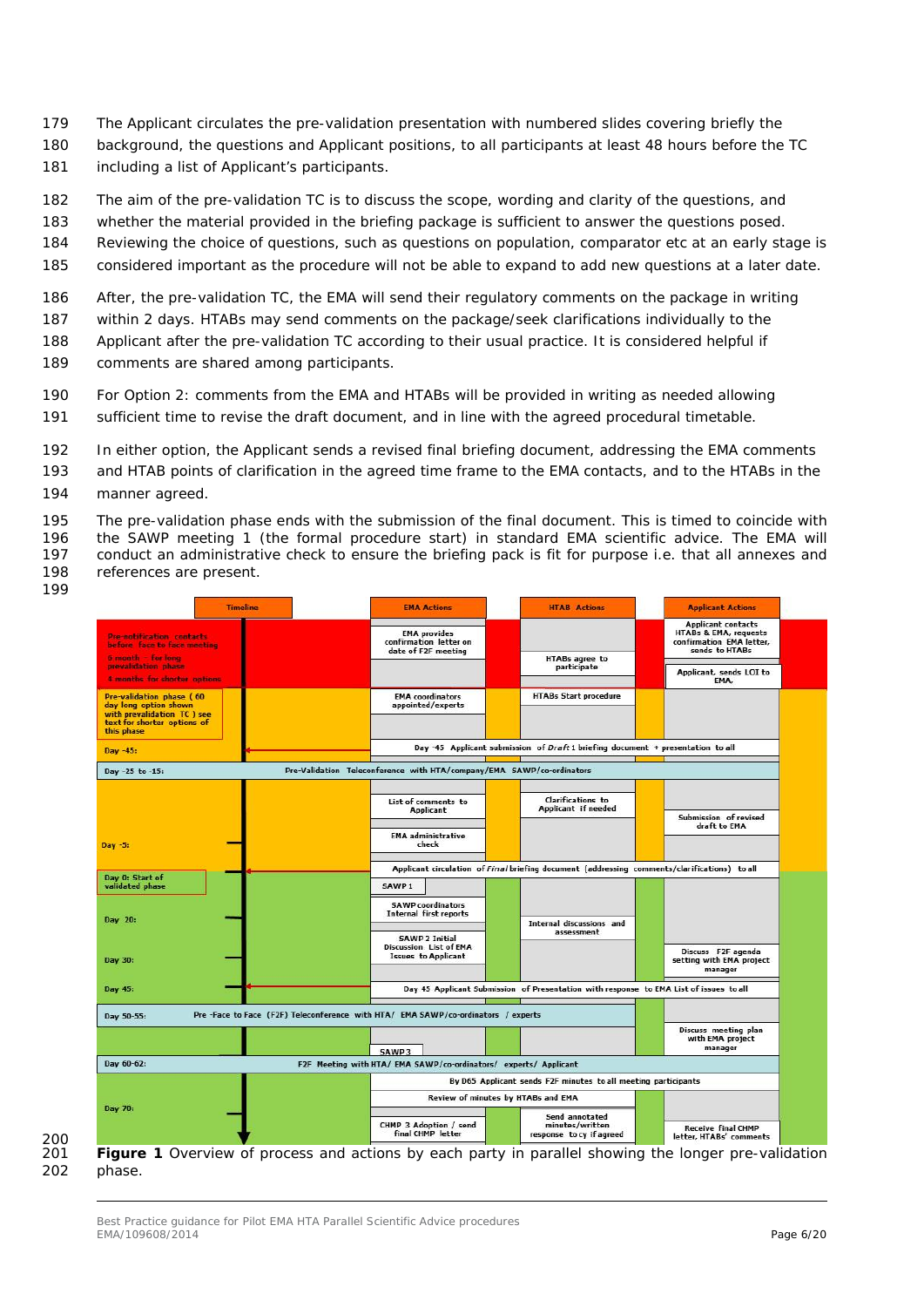The Applicant circulates the pre-validation presentation with numbered slides covering briefly the background, the questions and Applicant positions, to all participants at least 48 hours before the TC including a list of Applicant's participants.

The aim of the pre-validation TC is to discuss the scope, wording and clarity of the questions, and whether the material provided in the briefing package is sufficient to answer the questions posed. Reviewing the choice of questions, such as questions on population, comparator etc at an early stage is considered important as the procedure will not be able to expand to add new questions at a later date.

After, the pre-validation TC, the EMA will send their regulatory comments on the package in writing within 2 days. HTABs may send comments on the package/seek clarifications individually to the Applicant after the pre-validation TC according to their usual practice. It is considered helpful if comments are shared among participants.

For Option 2: comments from the EMA and HTABs will be provided in writing as needed allowing sufficient time to revise the draft document, and in line with the agreed procedural timetable.

In either option, the Applicant sends a revised final briefing document, addressing the EMA comments and HTAB points of clarification in the agreed time frame to the EMA contacts, and to the HTABs in the manner agreed.

The pre-validation phase ends with the submission of the final document. This is timed to coincide with the SAWP meeting 1 (the formal procedure start) in standard EMA scientific advice. The EMA will conduct an administrative check to ensure the briefing pack is fit for purpose i.e. that all annexes and references are present.

| Timeline | EMA Actions | HTAB Actions | Applicant Actions |
|---|---|---|---|
| Pre-notification contacts before face to face meeting<br>6 month – for long prevalidation phase<br>4 months for shorter options | EMA provides confirmation letter on date of F2F meeting | HTABs agree to participate | Applicant contacts HTABs & EMA, requests confirmation EMA letter, sends to HTABs<br>Applicant, sends LOI to EMA. |
| Pre-validation phase (60 day long option shown with prevalidation TC) see text for shorter options of this phase | EMA coordinators appointed/experts | HTABs Start procedure | |
| Day -45: | Day -45 Applicant submission of *Draft* 1 briefing document + presentation to all | | |
| Day -25 to -15: | Pre-Validation Teleconference with HTA/company/EMA SAWP/co-ordinators | | |
| | List of comments to Applicant | Clarifications to Applicant if needed | Submission of revised draft to EMA |
| Day -5: | EMA administrative check | | |
| Day 0: Start of validated phase | Applicant circulation of *Final* briefing document (addressing comments/clarifications) to all | | |
| | SAWP 1 | | |
| Day 20: | SAWP coordinators Internal first reports | Internal discussions and assessment | |
| Day 30: | SAWP 2 Initial Discussion List of EMA Issues to Applicant | | Discuss F2F agenda setting with EMA project manager |
| Day 45: | Day 45 Applicant Submission of Presentation with response to EMA List of issues to all | | |
| Day 50-55: | Pre-Face to Face (F2F) Teleconference with HTA/ EMA SAWP/co-ordinators / experts | | Discuss meeting plan with EMA project manager |
| | SAWP 3 | | |
| Day 60-62: | F2F Meeting with HTA/ EMA SAWP/co-ordinators/ experts/ Applicant | | |
| | By D65 Applicant sends F2F minutes to all meeting participants | | |
| Day 70: | Review of minutes by HTABs and EMA | | |
| | CHMP 3 Adoption / send final CHMP letter | Send annotated minutes/written response to cy if agreed | Receive final CHMP letter, HTABs' comments |

**Figure 1** Overview of process and actions by each party in parallel showing the longer pre-validation phase.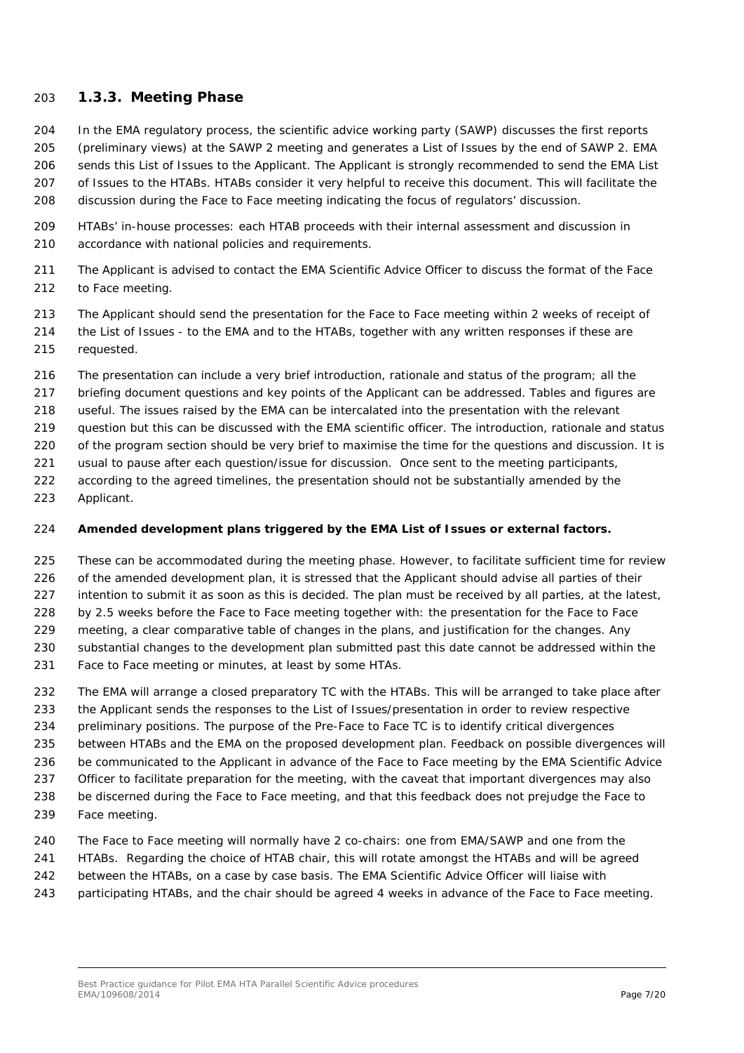### 1.3.3. Meeting Phase

In the EMA regulatory process, the scientific advice working party (SAWP) discusses the first reports (preliminary views) at the SAWP 2 meeting and generates a List of Issues by the end of SAWP 2. EMA sends this List of Issues to the Applicant. The Applicant is strongly recommended to send the EMA List of Issues to the HTABs. HTABs consider it very helpful to receive this document. This will facilitate the discussion during the Face to Face meeting indicating the focus of regulators' discussion.

HTABs' in-house processes: each HTAB proceeds with their internal assessment and discussion in accordance with national policies and requirements.

The Applicant is advised to contact the EMA Scientific Advice Officer to discuss the format of the Face to Face meeting.

The Applicant should send the presentation for the Face to Face meeting within 2 weeks of receipt of the List of Issues - to the EMA and to the HTABs, together with any written responses if these are requested.

The presentation can include a very brief introduction, rationale and status of the program; all the briefing document questions and key points of the Applicant can be addressed. Tables and figures are useful. The issues raised by the EMA can be intercalated into the presentation with the relevant question but this can be discussed with the EMA scientific officer. The introduction, rationale and status of the program section should be very brief to maximise the time for the questions and discussion. It is usual to pause after each question/issue for discussion. Once sent to the meeting participants, according to the agreed timelines, the presentation should not be substantially amended by the Applicant.

**Amended development plans triggered by the EMA List of Issues or external factors.**

These can be accommodated during the meeting phase. However, to facilitate sufficient time for review of the amended development plan, it is stressed that the Applicant should advise all parties of their intention to submit it as soon as this is decided. The plan must be received by all parties, at the latest, by 2.5 weeks before the Face to Face meeting together with: the presentation for the Face to Face meeting, a clear comparative table of changes in the plans, and justification for the changes. Any substantial changes to the development plan submitted past this date cannot be addressed within the Face to Face meeting or minutes, at least by some HTAs.

The EMA will arrange a closed preparatory TC with the HTABs. This will be arranged to take place after the Applicant sends the responses to the List of Issues/presentation in order to review respective preliminary positions. The purpose of the Pre-Face to Face TC is to identify critical divergences between HTABs and the EMA on the proposed development plan. Feedback on possible divergences will be communicated to the Applicant in advance of the Face to Face meeting by the EMA Scientific Advice Officer to facilitate preparation for the meeting, with the caveat that important divergences may also be discerned during the Face to Face meeting, and that this feedback does not prejudge the Face to Face meeting.

The Face to Face meeting will normally have 2 co-chairs: one from EMA/SAWP and one from the HTABs. Regarding the choice of HTAB chair, this will rotate amongst the HTABs and will be agreed between the HTABs, on a case by case basis. The EMA Scientific Advice Officer will liaise with participating HTABs, and the chair should be agreed 4 weeks in advance of the Face to Face meeting.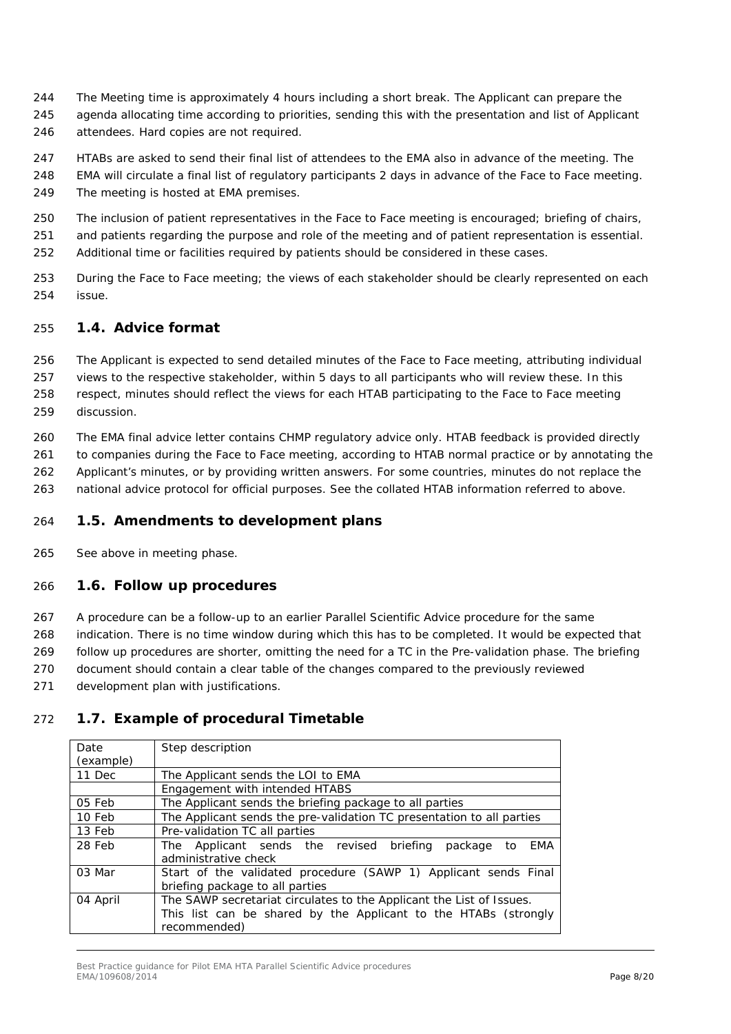The Meeting time is approximately 4 hours including a short break. The Applicant can prepare the agenda allocating time according to priorities, sending this with the presentation and list of Applicant attendees. Hard copies are not required.

HTABs are asked to send their final list of attendees to the EMA also in advance of the meeting. The EMA will circulate a final list of regulatory participants 2 days in advance of the Face to Face meeting. The meeting is hosted at EMA premises.

The inclusion of patient representatives in the Face to Face meeting is encouraged; briefing of chairs, and patients regarding the purpose and role of the meeting and of patient representation is essential. Additional time or facilities required by patients should be considered in these cases.

During the Face to Face meeting; the views of each stakeholder should be clearly represented on each issue.

## 1.4. Advice format

The Applicant is expected to send detailed minutes of the Face to Face meeting, attributing individual views to the respective stakeholder, within 5 days to all participants who will review these. In this respect, minutes should reflect the views for each HTAB participating to the Face to Face meeting discussion.

The EMA final advice letter contains CHMP regulatory advice only. HTAB feedback is provided directly to companies during the Face to Face meeting, according to HTAB normal practice or by annotating the Applicant's minutes, or by providing written answers. For some countries, minutes do not replace the national advice protocol for official purposes. See the collated HTAB information referred to above.

## 1.5. Amendments to development plans

See above in meeting phase.

## 1.6. Follow up procedures

A procedure can be a follow-up to an earlier Parallel Scientific Advice procedure for the same indication. There is no time window during which this has to be completed. It would be expected that follow up procedures are shorter, omitting the need for a TC in the Pre-validation phase. The briefing document should contain a clear table of the changes compared to the previously reviewed development plan with justifications.

## 1.7. Example of procedural Timetable

| Date (example) | Step description |
|---|---|
| 11 Dec | The Applicant sends the LOI to EMA |
| | Engagement with intended HTABS |
| 05 Feb | The Applicant sends the briefing package to all parties |
| 10 Feb | The Applicant sends the pre-validation TC presentation to all parties |
| 13 Feb | Pre-validation TC all parties |
| 28 Feb | The Applicant sends the revised briefing package to EMA administrative check |
| 03 Mar | Start of the validated procedure (SAWP 1) Applicant sends Final briefing package to all parties |
| 04 April | The SAWP secretariat circulates to the Applicant the List of Issues. This list can be shared by the Applicant to the HTABs (strongly recommended) |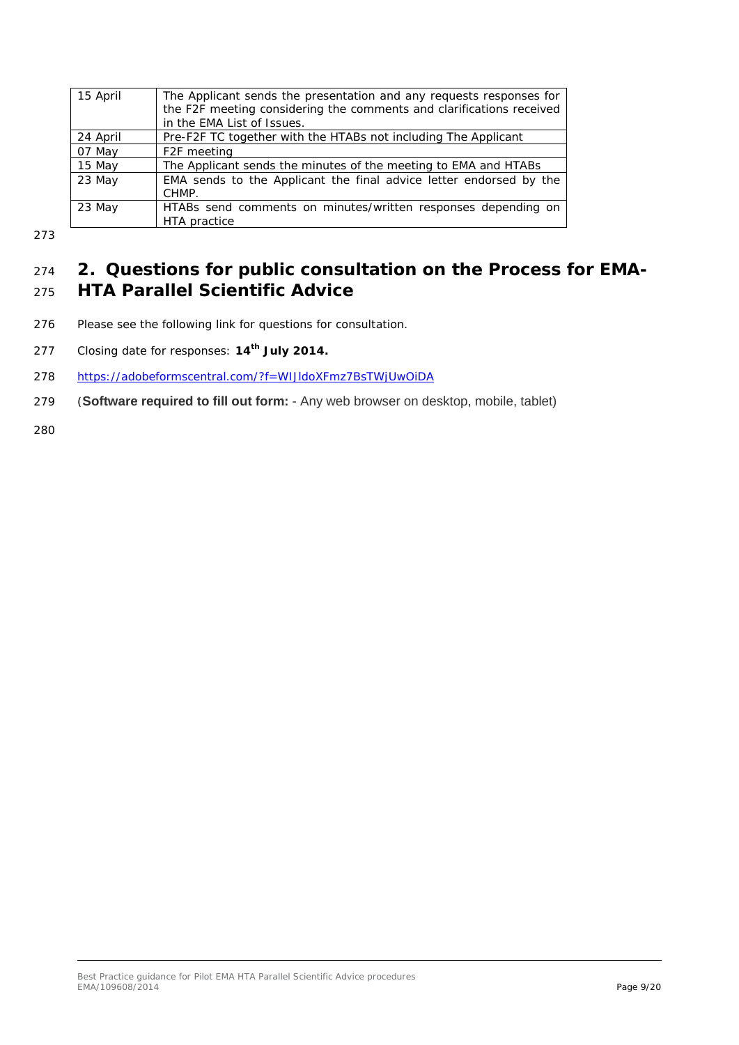| | |
|---|---|
| 15 April | The Applicant sends the presentation and any requests responses for the F2F meeting considering the comments and clarifications received in the EMA List of Issues. |
| 24 April | Pre-F2F TC together with the HTABs not including The Applicant |
| 07 May | F2F meeting |
| 15 May | The Applicant sends the minutes of the meeting to EMA and HTABs |
| 23 May | EMA sends to the Applicant the final advice letter endorsed by the CHMP. |
| 23 May | HTABs send comments on minutes/written responses depending on HTA practice |

# 2. Questions for public consultation on the Process for EMA-HTA Parallel Scientific Advice

Please see the following link for questions for consultation.

Closing date for responses: **14th July 2014.**

https://adobeformscentral.com/?f=WIJldoXFmz7BsTWjUwOiDA

(**Software required to fill out form:** - Any web browser on desktop, mobile, tablet)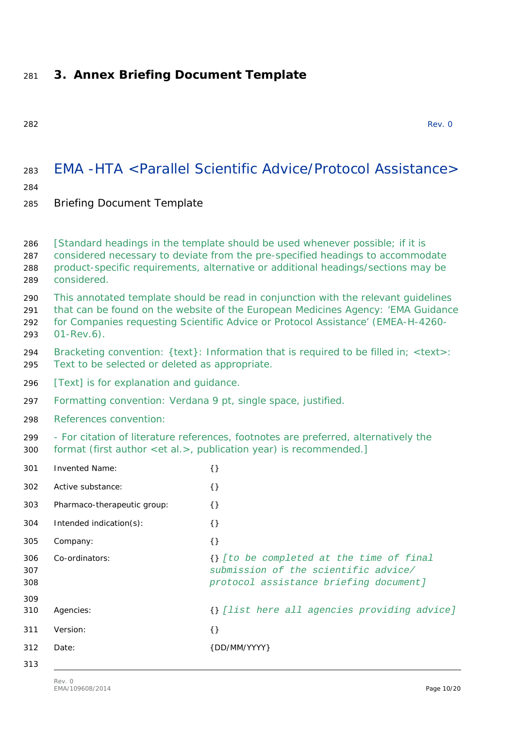# 3. Annex Briefing Document Template

Rev. 0

## EMA -HTA <Parallel Scientific Advice/Protocol Assistance>

Briefing Document Template

[Standard headings in the template should be used whenever possible; if it is considered necessary to deviate from the pre-specified headings to accommodate product-specific requirements, alternative or additional headings/sections may be considered.

This annotated template should be read in conjunction with the relevant guidelines that can be found on the website of the European Medicines Agency: 'EMA Guidance for Companies requesting Scientific Advice or Protocol Assistance' (EMEA-H-4260-01-Rev.6).

Bracketing convention: {text}: Information that is required to be filled in; <text>: Text to be selected or deleted as appropriate.

[Text] is for explanation and guidance.

Formatting convention: Verdana 9 pt, single space, justified.

References convention:

- For citation of literature references, footnotes are preferred, alternatively the format (first author <et al.>, publication year) is recommended.]

| | |
|---|---|
| Invented Name: | {} |
| Active substance: | {} |
| Pharmaco-therapeutic group: | {} |
| Intended indication(s): | {} |
| Company: | {} |
| Co-ordinators: | {} *[to be completed at the time of final submission of the scientific advice/ protocol assistance briefing document]* |
| Agencies: | {} *[list here all agencies providing advice]* |
| Version: | {} |
| Date: | {DD/MM/YYYY} |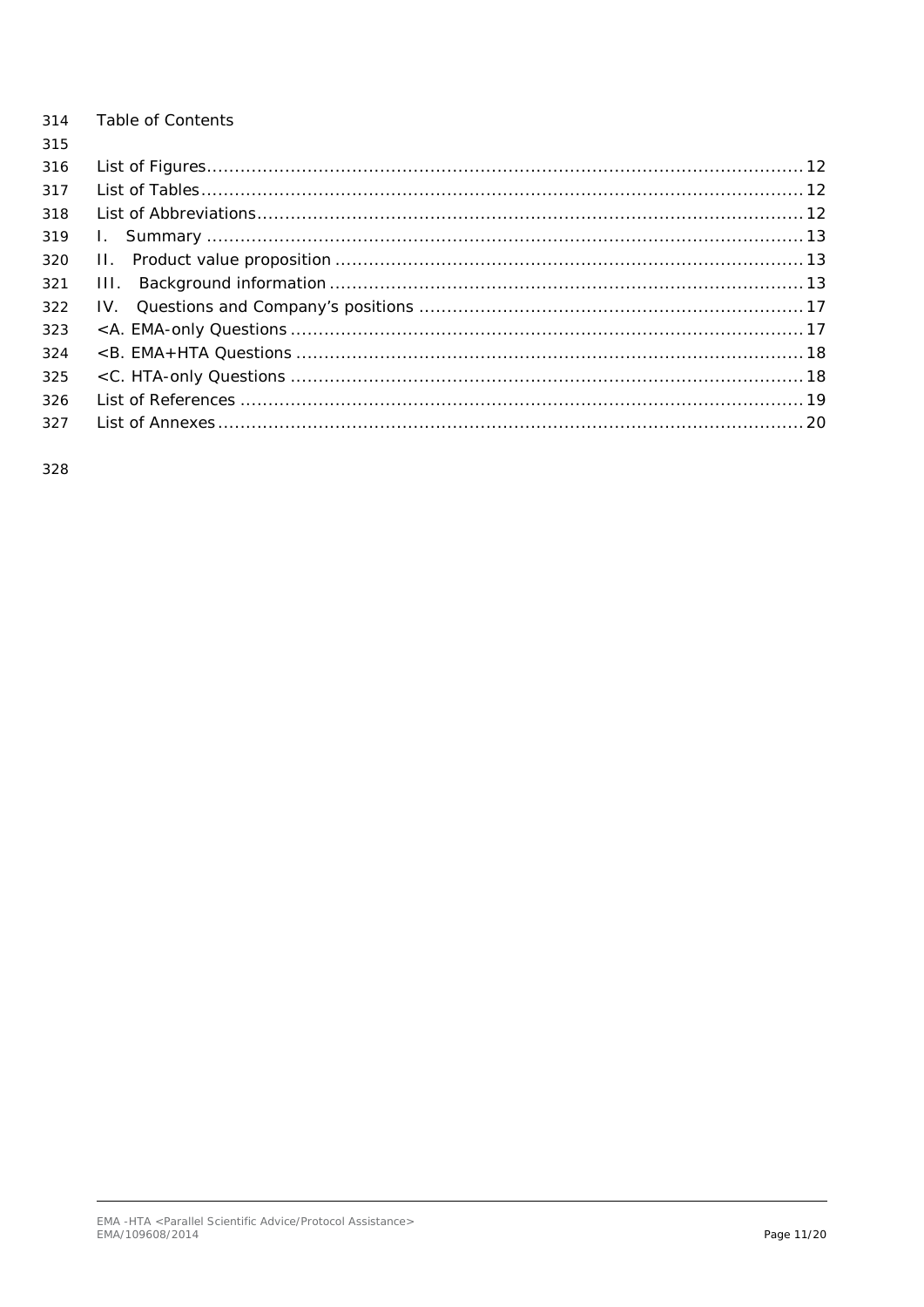Table of Contents

List of Figures .......... 12
List of Tables .......... 12
List of Abbreviations .......... 12
I. Summary .......... 13
II. Product value proposition .......... 13
III. Background information .......... 13
IV. Questions and Company's positions .......... 17
<A. EMA-only Questions .......... 17
<B. EMA+HTA Questions .......... 18
<C. HTA-only Questions .......... 18
List of References .......... 19
List of Annexes .......... 20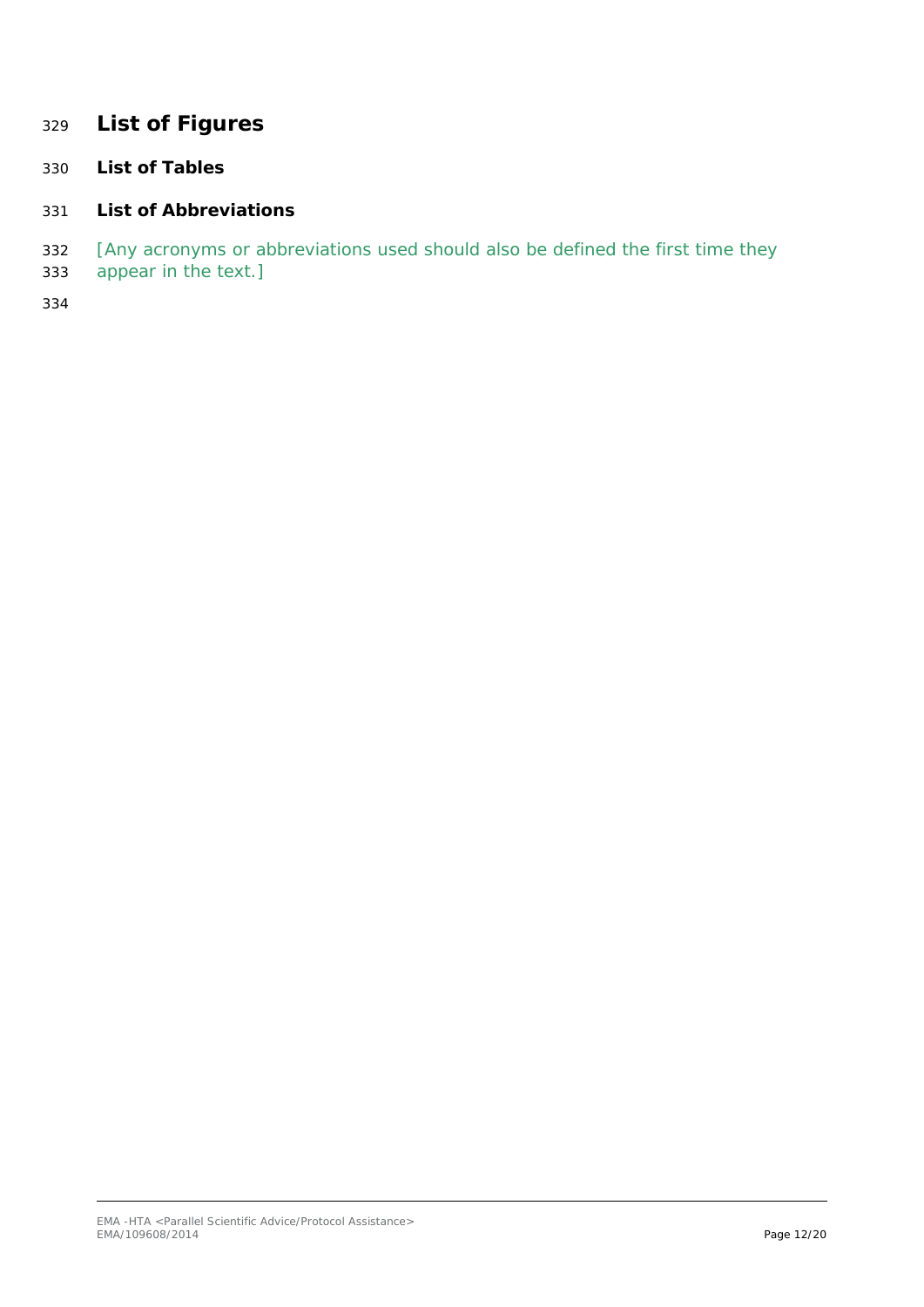## List of Figures

### List of Tables

### List of Abbreviations

[Any acronyms or abbreviations used should also be defined the first time they appear in the text.]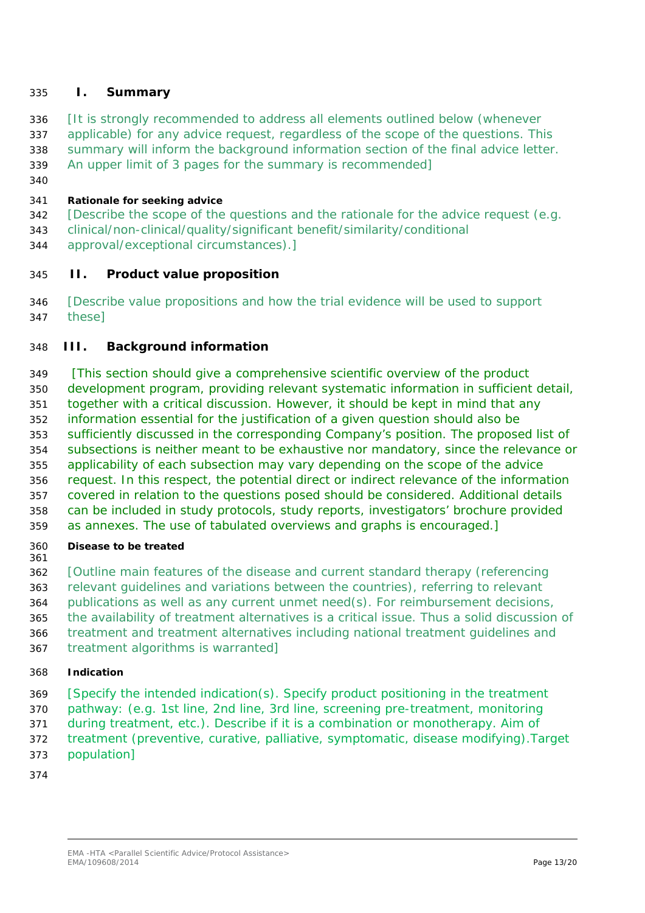## I. Summary

[It is strongly recommended to address all elements outlined below (whenever applicable) for any advice request, regardless of the scope of the questions. This summary will inform the background information section of the final advice letter. An upper limit of 3 pages for the summary is recommended]

**Rationale for seeking advice**

[Describe the scope of the questions and the rationale for the advice request (e.g. clinical/non-clinical/quality/significant benefit/similarity/conditional approval/exceptional circumstances).]

## II. Product value proposition

[Describe value propositions and how the trial evidence will be used to support these]

## III. Background information

[This section should give a comprehensive scientific overview of the product development program, providing relevant systematic information in sufficient detail, together with a critical discussion. However, it should be kept in mind that any information essential for the justification of a given question should also be sufficiently discussed in the corresponding Company's position. The proposed list of subsections is neither meant to be exhaustive nor mandatory, since the relevance or applicability of each subsection may vary depending on the scope of the advice request. In this respect, the potential direct or indirect relevance of the information covered in relation to the questions posed should be considered. Additional details can be included in study protocols, study reports, investigators' brochure provided as annexes. The use of tabulated overviews and graphs is encouraged.]

**Disease to be treated**

[Outline main features of the disease and current standard therapy (referencing relevant guidelines and variations between the countries), referring to relevant publications as well as any current unmet need(s). For reimbursement decisions, the availability of treatment alternatives is a critical issue. Thus a solid discussion of treatment and treatment alternatives including national treatment guidelines and treatment algorithms is warranted]

**Indication**

[Specify the intended indication(s). Specify product positioning in the treatment pathway: (e.g. 1st line, 2nd line, 3rd line, screening pre-treatment, monitoring during treatment, etc.). Describe if it is a combination or monotherapy. Aim of treatment (preventive, curative, palliative, symptomatic, disease modifying).Target population]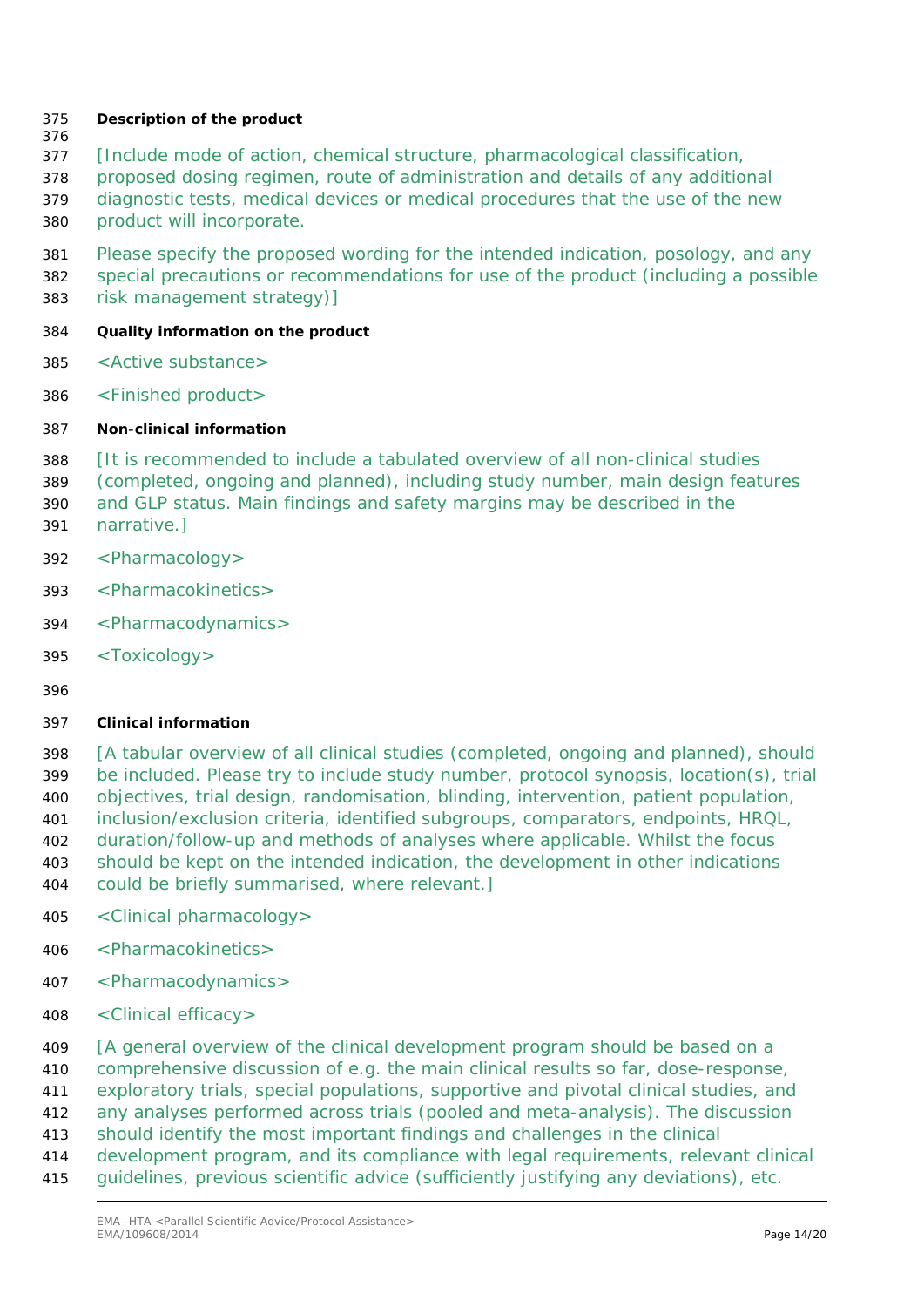**Description of the product**

[Include mode of action, chemical structure, pharmacological classification, proposed dosing regimen, route of administration and details of any additional diagnostic tests, medical devices or medical procedures that the use of the new product will incorporate.

Please specify the proposed wording for the intended indication, posology, and any special precautions or recommendations for use of the product (including a possible risk management strategy)]

**Quality information on the product**

<Active substance>

<Finished product>

**Non-clinical information**

[It is recommended to include a tabulated overview of all non-clinical studies (completed, ongoing and planned), including study number, main design features and GLP status. Main findings and safety margins may be described in the narrative.]

<Pharmacology>

<Pharmacokinetics>

<Pharmacodynamics>

<Toxicology>

**Clinical information**

[A tabular overview of all clinical studies (completed, ongoing and planned), should be included. Please try to include study number, protocol synopsis, location(s), trial objectives, trial design, randomisation, blinding, intervention, patient population, inclusion/exclusion criteria, identified subgroups, comparators, endpoints, HRQL, duration/follow-up and methods of analyses where applicable. Whilst the focus should be kept on the intended indication, the development in other indications could be briefly summarised, where relevant.]

<Clinical pharmacology>

<Pharmacokinetics>

<Pharmacodynamics>

<Clinical efficacy>

[A general overview of the clinical development program should be based on a comprehensive discussion of e.g. the main clinical results so far, dose-response, exploratory trials, special populations, supportive and pivotal clinical studies, and any analyses performed across trials (pooled and meta-analysis). The discussion should identify the most important findings and challenges in the clinical development program, and its compliance with legal requirements, relevant clinical guidelines, previous scientific advice (sufficiently justifying any deviations), etc.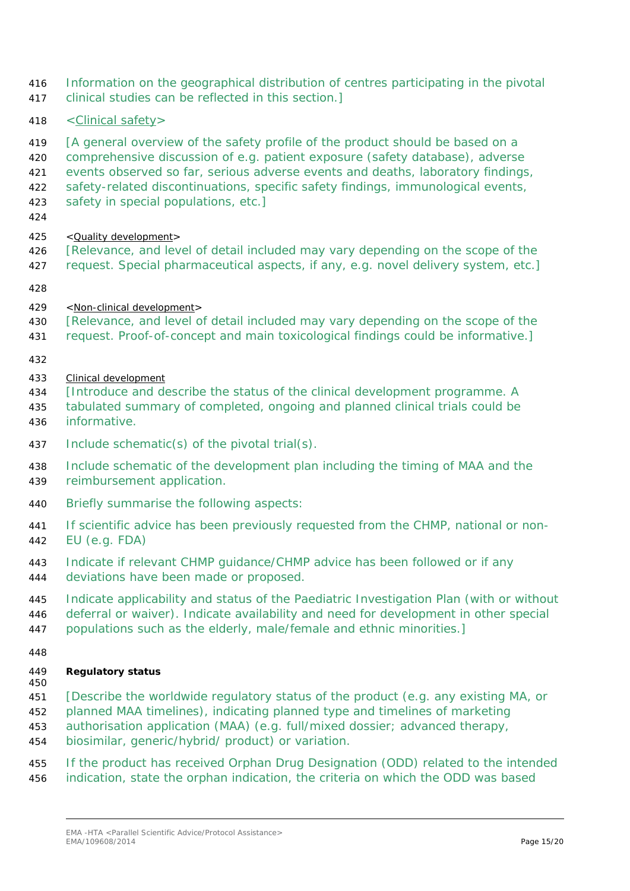Information on the geographical distribution of centres participating in the pivotal clinical studies can be reflected in this section.]

<Clinical safety>

[A general overview of the safety profile of the product should be based on a comprehensive discussion of e.g. patient exposure (safety database), adverse events observed so far, serious adverse events and deaths, laboratory findings, safety-related discontinuations, specific safety findings, immunological events, safety in special populations, etc.]

<Quality development>

[Relevance, and level of detail included may vary depending on the scope of the request. Special pharmaceutical aspects, if any, e.g. novel delivery system, etc.]

<Non-clinical development>

[Relevance, and level of detail included may vary depending on the scope of the request. Proof-of-concept and main toxicological findings could be informative.]

Clinical development

[Introduce and describe the status of the clinical development programme. A tabulated summary of completed, ongoing and planned clinical trials could be informative.

Include schematic(s) of the pivotal trial(s).

Include schematic of the development plan including the timing of MAA and the reimbursement application.

Briefly summarise the following aspects:

If scientific advice has been previously requested from the CHMP, national or non-EU (e.g. FDA)

Indicate if relevant CHMP guidance/CHMP advice has been followed or if any deviations have been made or proposed.

Indicate applicability and status of the Paediatric Investigation Plan (with or without deferral or waiver). Indicate availability and need for development in other special populations such as the elderly, male/female and ethnic minorities.]

**Regulatory status**

[Describe the worldwide regulatory status of the product (e.g. any existing MA, or planned MAA timelines), indicating planned type and timelines of marketing authorisation application (MAA) (e.g. full/mixed dossier; advanced therapy, biosimilar, generic/hybrid/ product) or variation.

If the product has received Orphan Drug Designation (ODD) related to the intended indication, state the orphan indication, the criteria on which the ODD was based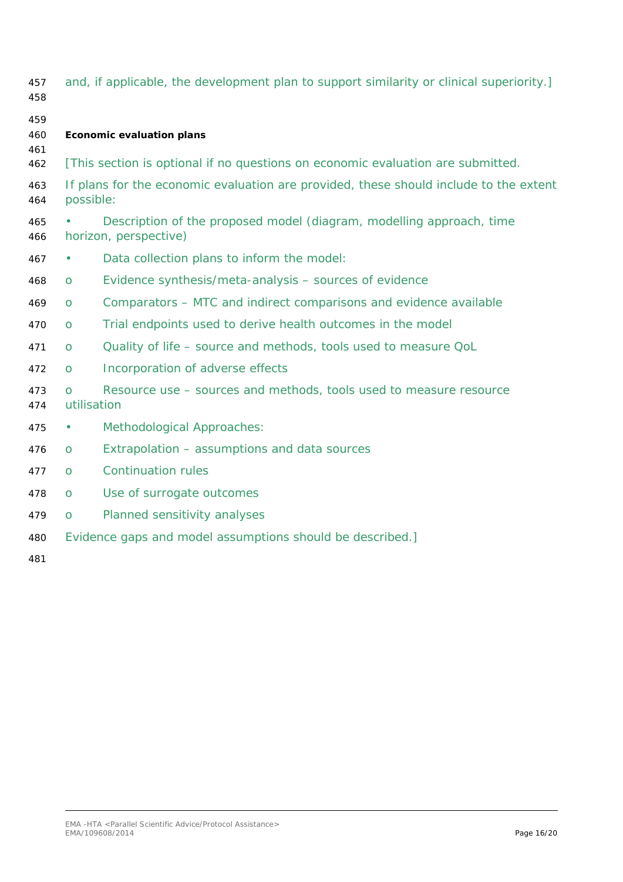and, if applicable, the development plan to support similarity or clinical superiority.]

**Economic evaluation plans**

[This section is optional if no questions on economic evaluation are submitted.

If plans for the economic evaluation are provided, these should include to the extent possible:

- Description of the proposed model (diagram, modelling approach, time horizon, perspective)
- Data collection plans to inform the model:
  - Evidence synthesis/meta-analysis – sources of evidence
  - Comparators – MTC and indirect comparisons and evidence available
  - Trial endpoints used to derive health outcomes in the model
  - Quality of life – source and methods, tools used to measure QoL
  - Incorporation of adverse effects
  - Resource use – sources and methods, tools used to measure resource utilisation
- Methodological Approaches:
  - Extrapolation – assumptions and data sources
  - Continuation rules
  - Use of surrogate outcomes
  - Planned sensitivity analyses

Evidence gaps and model assumptions should be described.]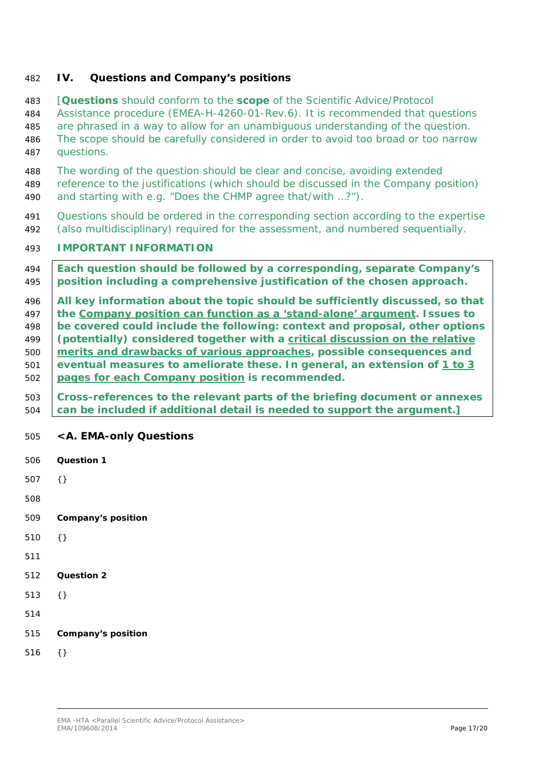## IV. Questions and Company's positions

[**Questions** should conform to the **scope** of the Scientific Advice/Protocol Assistance procedure (EMEA-H-4260-01-Rev.6). It is recommended that questions are phrased in a way to allow for an unambiguous understanding of the question. The scope should be carefully considered in order to avoid too broad or too narrow questions.

The wording of the question should be clear and concise, avoiding extended reference to the justifications (which should be discussed in the Company position) and starting with e.g. "Does the CHMP agree that/with ...?").

Questions should be ordered in the corresponding section according to the expertise (also multidisciplinary) required for the assessment, and numbered sequentially.

**IMPORTANT INFORMATION**

**Each question should be followed by a corresponding, separate Company's position including a comprehensive justification of the chosen approach.**

**All key information about the topic should be sufficiently discussed, so that the Company position can function as a 'stand-alone' argument. Issues to be covered could include the following: context and proposal, other options (potentially) considered together with a critical discussion on the relative merits and drawbacks of various approaches, possible consequences and eventual measures to ameliorate these. In general, an extension of 1 to 3 pages for each Company position is recommended.**

**Cross-references to the relevant parts of the briefing document or annexes can be included if additional detail is needed to support the argument.]**

### <A. EMA-only Questions

**Question 1**

{}

**Company's position**

{}

**Question 2**

{}

**Company's position**

{}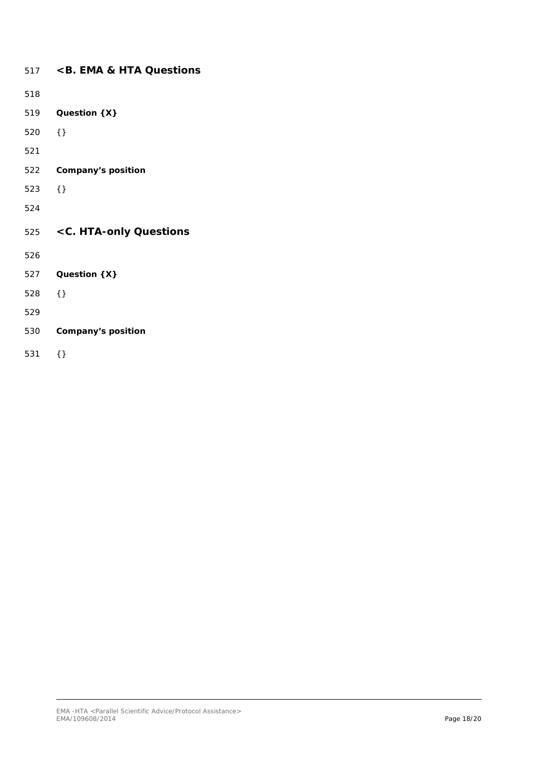## <B. EMA & HTA Questions

**Question {X}**

{}

**Company's position**

{}

## <C. HTA-only Questions

**Question {X}**

{}

**Company's position**

{}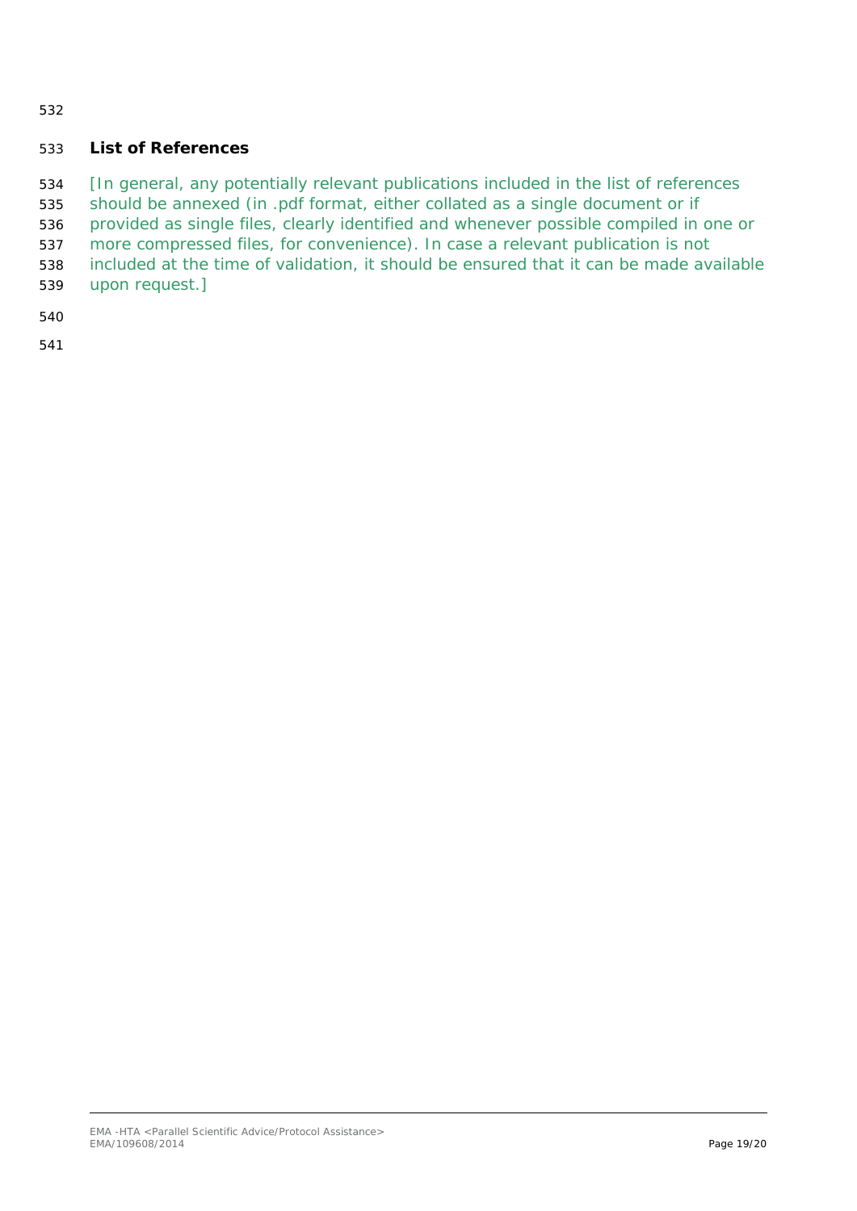## List of References

[In general, any potentially relevant publications included in the list of references should be annexed (in .pdf format, either collated as a single document or if provided as single files, clearly identified and whenever possible compiled in one or more compressed files, for convenience). In case a relevant publication is not included at the time of validation, it should be ensured that it can be made available upon request.]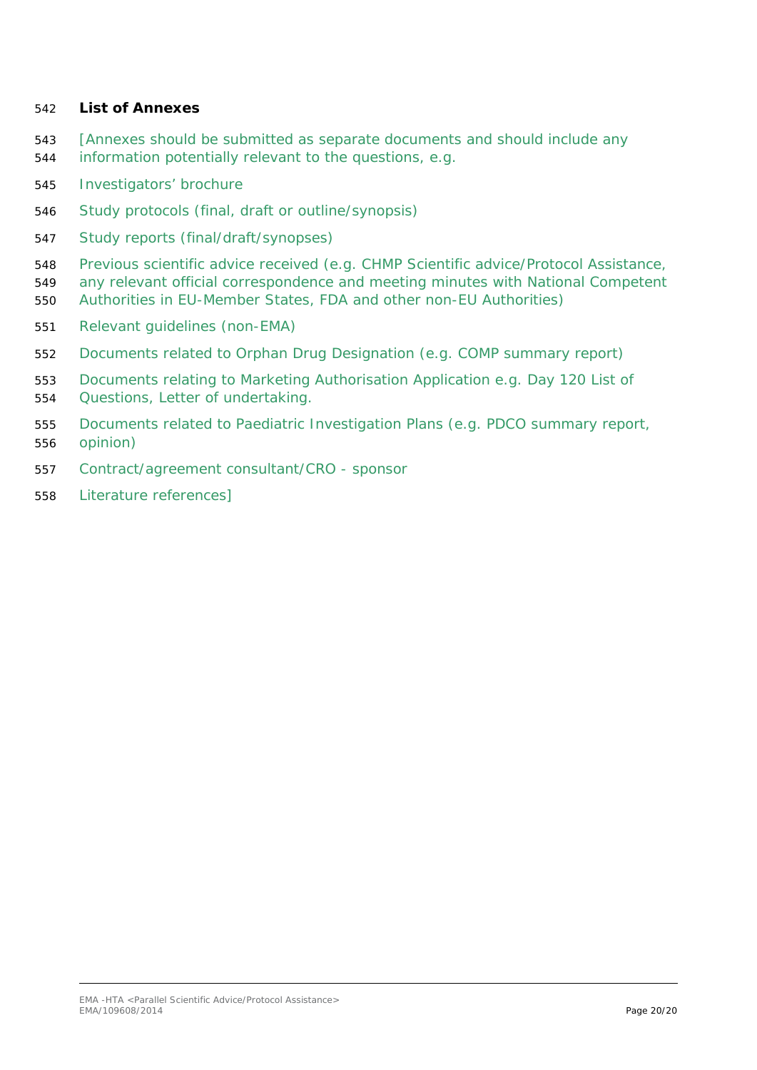## List of Annexes

[Annexes should be submitted as separate documents and should include any information potentially relevant to the questions, e.g.

Investigators' brochure

Study protocols (final, draft or outline/synopsis)

Study reports (final/draft/synopses)

Previous scientific advice received (e.g. CHMP Scientific advice/Protocol Assistance, any relevant official correspondence and meeting minutes with National Competent Authorities in EU-Member States, FDA and other non-EU Authorities)

Relevant guidelines (non-EMA)

Documents related to Orphan Drug Designation (e.g. COMP summary report)

Documents relating to Marketing Authorisation Application e.g. Day 120 List of Questions, Letter of undertaking.

Documents related to Paediatric Investigation Plans (e.g. PDCO summary report, opinion)

Contract/agreement consultant/CRO - sponsor

Literature references]